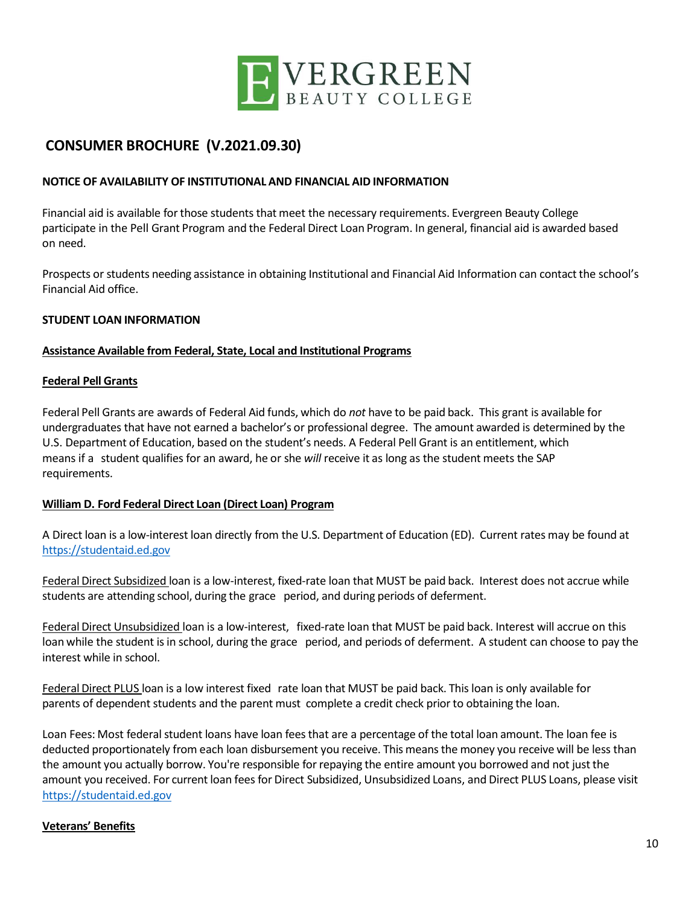EVERGREEN BEAUTY COLLEGE

## CONSUMER BROCHURE (V.2021.09.30)

**NOTICE OF AVAILABILITY OF INSTITUTIONAL AND FINANCIAL AID INFORMATION**

Financial aid is available for those students that meet the necessary requirements. Evergreen Beauty College participate in the Pell Grant Program and the Federal Direct Loan Program. In general, financial aid is awarded based on need.

Prospects or students needing assistance in obtaining Institutional and Financial Aid Information can contact the school's Financial Aid office.

**STUDENT LOAN INFORMATION**

**Assistance Available from Federal, State, Local and Institutional Programs**

**Federal Pell Grants**

Federal Pell Grants are awards of Federal Aid funds, which do *not* have to be paid back. This grant is available for undergraduates that have not earned a bachelor's or professional degree. The amount awarded is determined by the U.S. Department of Education, based on the student's needs. A Federal Pell Grant is an entitlement, which means if a student qualifies for an award, he or she *will* receive it as long as the student meets the SAP requirements.

**William D. Ford Federal Direct Loan (Direct Loan) Program**

A Direct loan is a low-interest loan directly from the U.S. Department of Education (ED). Current rates may be found at https://studentaid.ed.gov

Federal Direct Subsidized loan is a low-interest, fixed-rate loan that MUST be paid back. Interest does not accrue while students are attending school, during the grace period, and during periods of deferment.

Federal Direct Unsubsidized loan is a low-interest, fixed-rate loan that MUST be paid back. Interest will accrue on this loan while the student is in school, during the grace period, and periods of deferment. A student can choose to pay the interest while in school.

Federal Direct PLUS loan is a low interest fixed rate loan that MUST be paid back. This loan is only available for parents of dependent students and the parent must complete a credit check prior to obtaining the loan.

Loan Fees: Most federal student loans have loan fees that are a percentage of the total loan amount. The loan fee is deducted proportionately from each loan disbursement you receive. This means the money you receive will be less than the amount you actually borrow. You're responsible for repaying the entire amount you borrowed and not just the amount you received. For current loan fees for Direct Subsidized, Unsubsidized Loans, and Direct PLUS Loans, please visit https://studentaid.ed.gov

**Veterans' Benefits**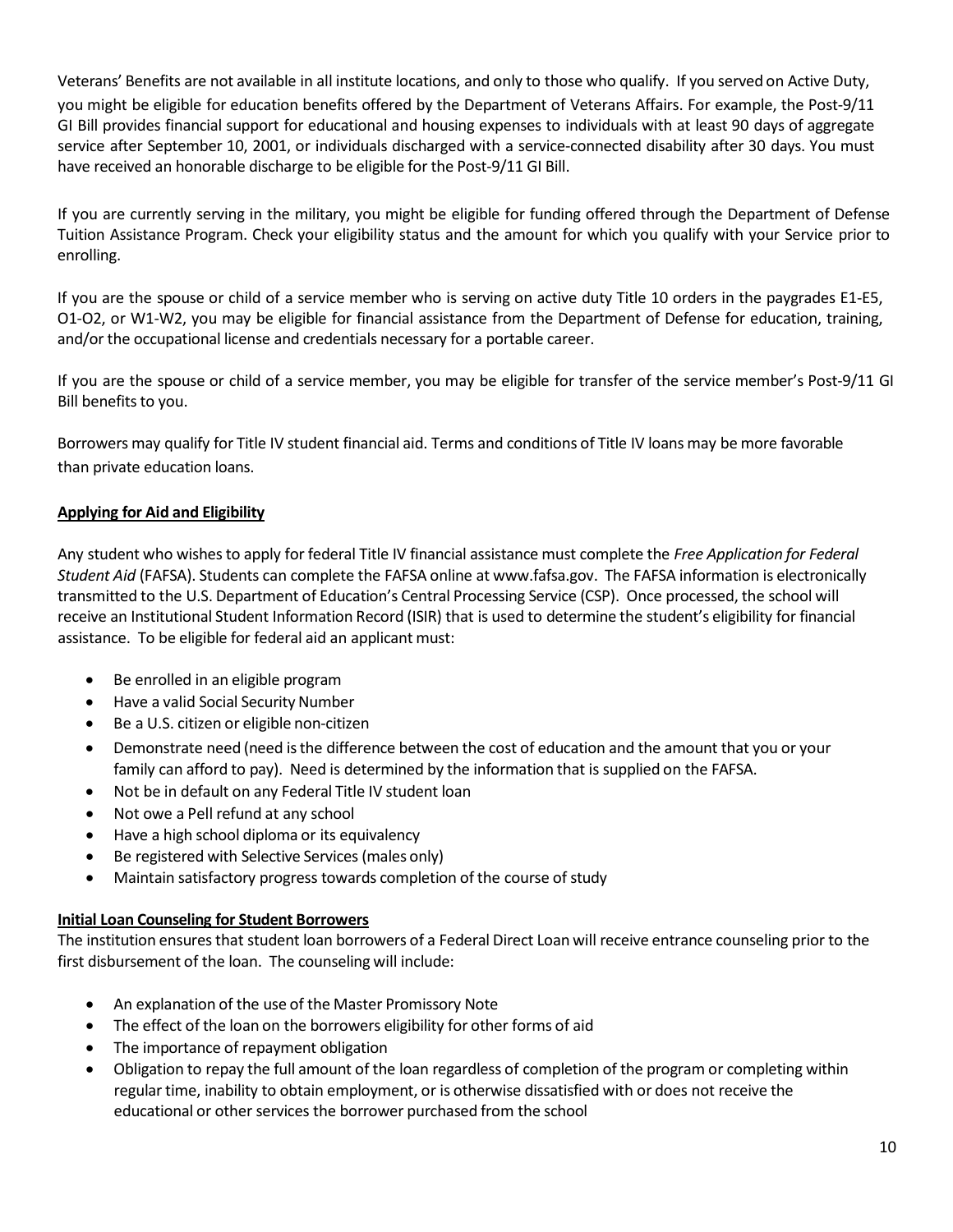Veterans' Benefits are not available in all institute locations, and only to those who qualify. If you served on Active Duty, you might be eligible for education benefits offered by the Department of Veterans Affairs. For example, the Post-9/11 GI Bill provides financial support for educational and housing expenses to individuals with at least 90 days of aggregate service after September 10, 2001, or individuals discharged with a service-connected disability after 30 days. You must have received an honorable discharge to be eligible for the Post-9/11 GI Bill.

If you are currently serving in the military, you might be eligible for funding offered through the Department of Defense Tuition Assistance Program. Check your eligibility status and the amount for which you qualify with your Service prior to enrolling.

If you are the spouse or child of a service member who is serving on active duty Title 10 orders in the paygrades E1-E5, O1-O2, or W1-W2, you may be eligible for financial assistance from the Department of Defense for education, training, and/or the occupational license and credentials necessary for a portable career.

If you are the spouse or child of a service member, you may be eligible for transfer of the service member's Post-9/11 GI Bill benefits to you.

Borrowers may qualify for Title IV student financial aid. Terms and conditions of Title IV loans may be more favorable than private education loans.

**Applying for Aid and Eligibility**

Any student who wishes to apply for federal Title IV financial assistance must complete the *Free Application for Federal Student Aid* (FAFSA). Students can complete the FAFSA online at www.fafsa.gov. The FAFSA information is electronically transmitted to the U.S. Department of Education's Central Processing Service (CSP). Once processed, the school will receive an Institutional Student Information Record (ISIR) that is used to determine the student's eligibility for financial assistance. To be eligible for federal aid an applicant must:

- Be enrolled in an eligible program
- Have a valid Social Security Number
- Be a U.S. citizen or eligible non-citizen
- Demonstrate need (need is the difference between the cost of education and the amount that you or your family can afford to pay). Need is determined by the information that is supplied on the FAFSA.
- Not be in default on any Federal Title IV student loan
- Not owe a Pell refund at any school
- Have a high school diploma or its equivalency
- Be registered with Selective Services (males only)
- Maintain satisfactory progress towards completion of the course of study

**Initial Loan Counseling for Student Borrowers**

The institution ensures that student loan borrowers of a Federal Direct Loan will receive entrance counseling prior to the first disbursement of the loan. The counseling will include:

- An explanation of the use of the Master Promissory Note
- The effect of the loan on the borrowers eligibility for other forms of aid
- The importance of repayment obligation
- Obligation to repay the full amount of the loan regardless of completion of the program or completing within regular time, inability to obtain employment, or is otherwise dissatisfied with or does not receive the educational or other services the borrower purchased from the school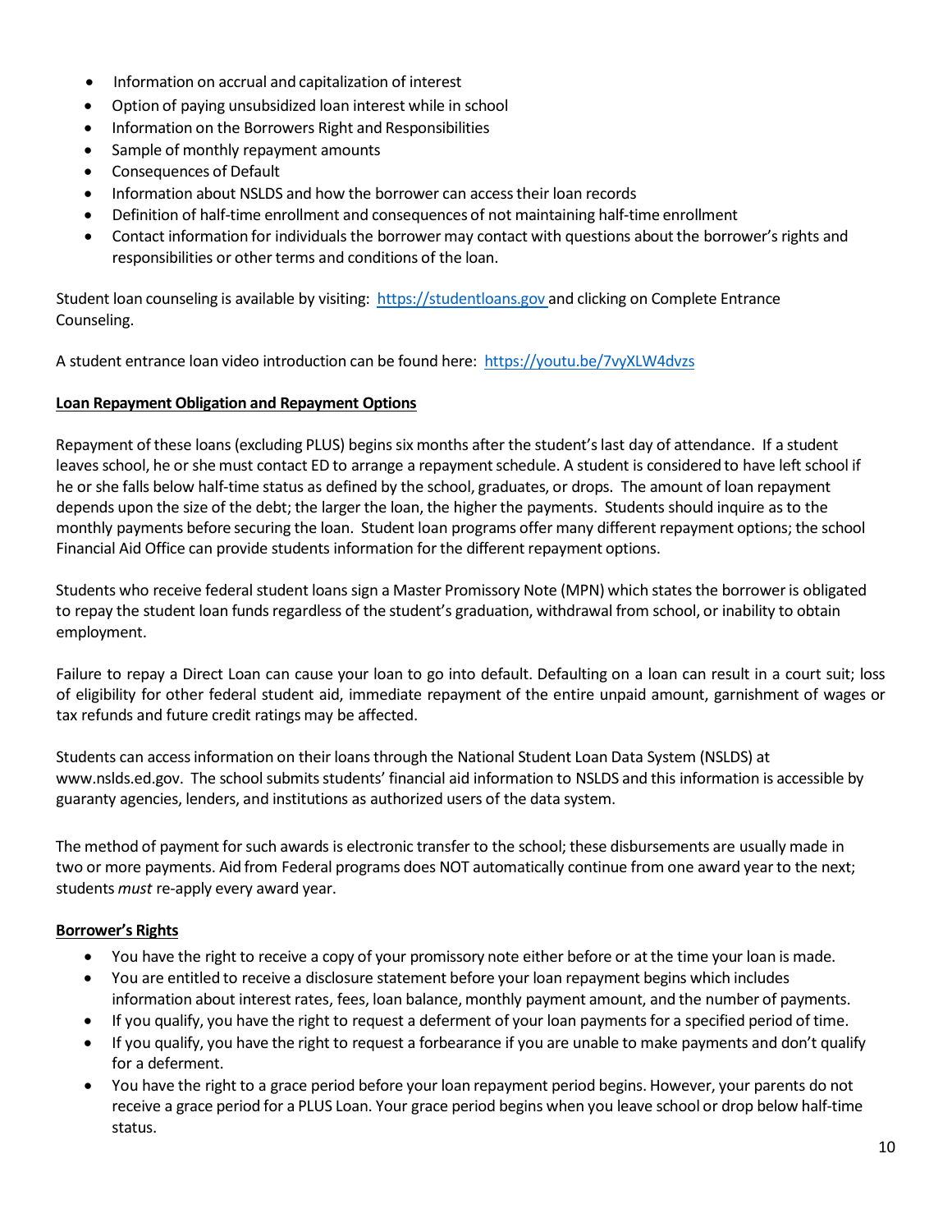- Information on accrual and capitalization of interest
- Option of paying unsubsidized loan interest while in school
- Information on the Borrowers Right and Responsibilities
- Sample of monthly repayment amounts
- Consequences of Default
- Information about NSLDS and how the borrower can access their loan records
- Definition of half-time enrollment and consequences of not maintaining half-time enrollment
- Contact information for individuals the borrower may contact with questions about the borrower's rights and responsibilities or other terms and conditions of the loan.

Student loan counseling is available by visiting: https://studentloans.gov and clicking on Complete Entrance Counseling.

A student entrance loan video introduction can be found here: https://youtu.be/7vyXLW4dvzs

**Loan Repayment Obligation and Repayment Options**

Repayment of these loans (excluding PLUS) begins six months after the student's last day of attendance. If a student leaves school, he or she must contact ED to arrange a repayment schedule. A student is considered to have left school if he or she falls below half-time status as defined by the school, graduates, or drops. The amount of loan repayment depends upon the size of the debt; the larger the loan, the higher the payments. Students should inquire as to the monthly payments before securing the loan. Student loan programs offer many different repayment options; the school Financial Aid Office can provide students information for the different repayment options.

Students who receive federal student loans sign a Master Promissory Note (MPN) which states the borrower is obligated to repay the student loan funds regardless of the student's graduation, withdrawal from school, or inability to obtain employment.

Failure to repay a Direct Loan can cause your loan to go into default. Defaulting on a loan can result in a court suit; loss of eligibility for other federal student aid, immediate repayment of the entire unpaid amount, garnishment of wages or tax refunds and future credit ratings may be affected.

Students can access information on their loans through the National Student Loan Data System (NSLDS) at www.nslds.ed.gov. The school submits students' financial aid information to NSLDS and this information is accessible by guaranty agencies, lenders, and institutions as authorized users of the data system.

The method of payment for such awards is electronic transfer to the school; these disbursements are usually made in two or more payments. Aid from Federal programs does NOT automatically continue from one award year to the next; students *must* re-apply every award year.

**Borrower's Rights**

- You have the right to receive a copy of your promissory note either before or at the time your loan is made.
- You are entitled to receive a disclosure statement before your loan repayment begins which includes information about interest rates, fees, loan balance, monthly payment amount, and the number of payments.
- If you qualify, you have the right to request a deferment of your loan payments for a specified period of time.
- If you qualify, you have the right to request a forbearance if you are unable to make payments and don't qualify for a deferment.
- You have the right to a grace period before your loan repayment period begins. However, your parents do not receive a grace period for a PLUS Loan. Your grace period begins when you leave school or drop below half-time status.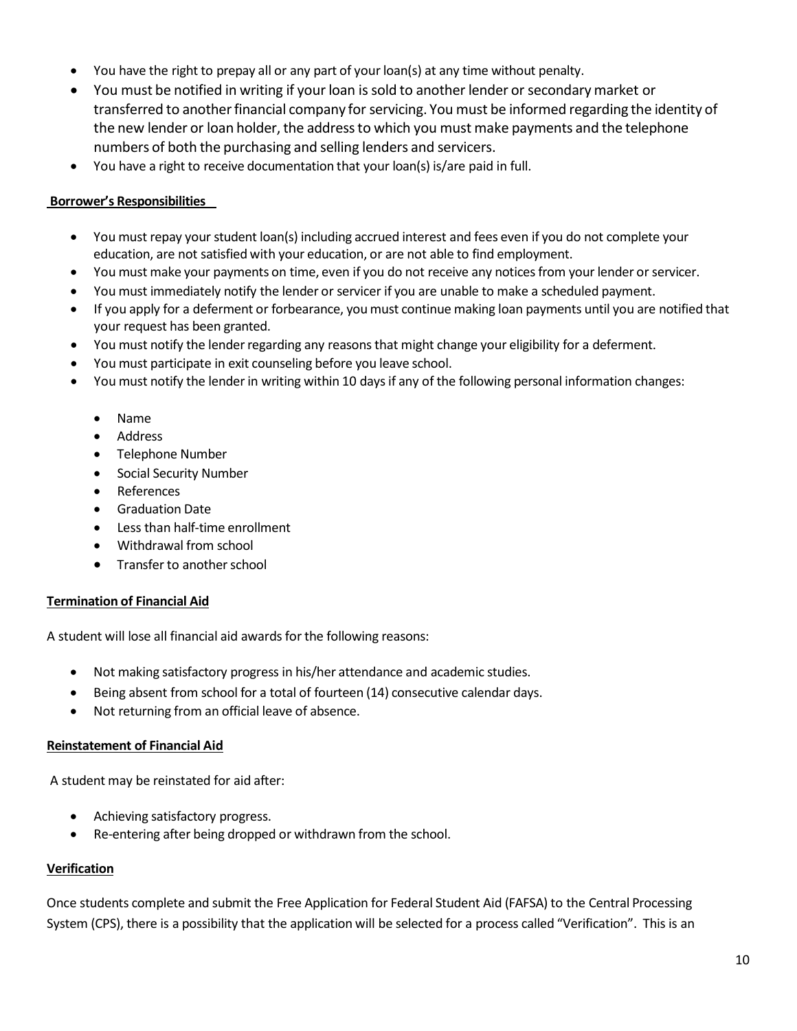- You have the right to prepay all or any part of your loan(s) at any time without penalty.
- You must be notified in writing if your loan is sold to another lender or secondary market or transferred to another financial company for servicing. You must be informed regarding the identity of the new lender or loan holder, the address to which you must make payments and the telephone numbers of both the purchasing and selling lenders and servicers.
- You have a right to receive documentation that your loan(s) is/are paid in full.

**Borrower's Responsibilities**

- You must repay your student loan(s) including accrued interest and fees even if you do not complete your education, are not satisfied with your education, or are not able to find employment.
- You must make your payments on time, even if you do not receive any notices from your lender or servicer.
- You must immediately notify the lender or servicer if you are unable to make a scheduled payment.
- If you apply for a deferment or forbearance, you must continue making loan payments until you are notified that your request has been granted.
- You must notify the lender regarding any reasons that might change your eligibility for a deferment.
- You must participate in exit counseling before you leave school.
- You must notify the lender in writing within 10 days if any of the following personal information changes:
    - Name
    - Address
    - Telephone Number
    - Social Security Number
    - References
    - Graduation Date
    - Less than half-time enrollment
    - Withdrawal from school
    - Transfer to another school

**Termination of Financial Aid**

A student will lose all financial aid awards for the following reasons:

- Not making satisfactory progress in his/her attendance and academic studies.
- Being absent from school for a total of fourteen (14) consecutive calendar days.
- Not returning from an official leave of absence.

**Reinstatement of Financial Aid**

A student may be reinstated for aid after:

- Achieving satisfactory progress.
- Re-entering after being dropped or withdrawn from the school.

**Verification**

Once students complete and submit the Free Application for Federal Student Aid (FAFSA) to the Central Processing System (CPS), there is a possibility that the application will be selected for a process called "Verification". This is an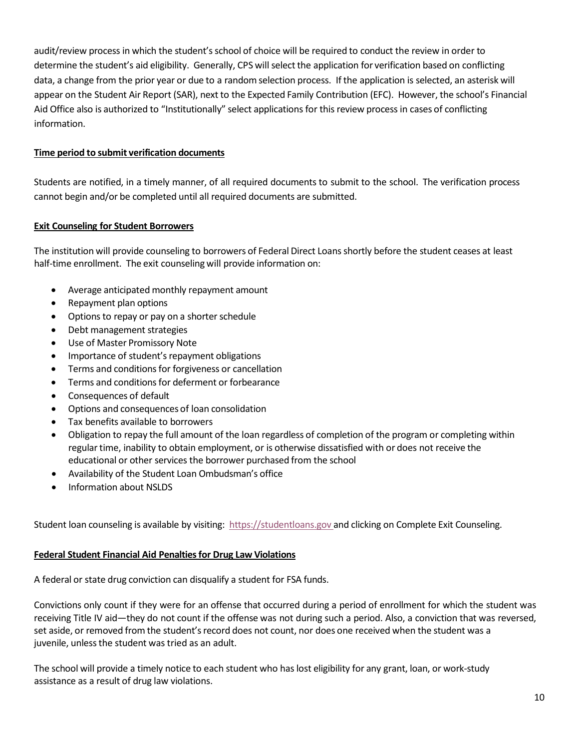audit/review process in which the student's school of choice will be required to conduct the review in order to determine the student's aid eligibility. Generally, CPS will select the application for verification based on conflicting data, a change from the prior year or due to a random selection process. If the application is selected, an asterisk will appear on the Student Air Report (SAR), next to the Expected Family Contribution (EFC). However, the school's Financial Aid Office also is authorized to "Institutionally" select applications for this review process in cases of conflicting information.

**Time period to submit verification documents**

Students are notified, in a timely manner, of all required documents to submit to the school. The verification process cannot begin and/or be completed until all required documents are submitted.

**Exit Counseling for Student Borrowers**

The institution will provide counseling to borrowers of Federal Direct Loans shortly before the student ceases at least half-time enrollment. The exit counseling will provide information on:

- Average anticipated monthly repayment amount
- Repayment plan options
- Options to repay or pay on a shorter schedule
- Debt management strategies
- Use of Master Promissory Note
- Importance of student's repayment obligations
- Terms and conditions for forgiveness or cancellation
- Terms and conditions for deferment or forbearance
- Consequences of default
- Options and consequences of loan consolidation
- Tax benefits available to borrowers
- Obligation to repay the full amount of the loan regardless of completion of the program or completing within regular time, inability to obtain employment, or is otherwise dissatisfied with or does not receive the educational or other services the borrower purchased from the school
- Availability of the Student Loan Ombudsman's office
- Information about NSLDS

Student loan counseling is available by visiting: https://studentloans.gov and clicking on Complete Exit Counseling.

**Federal Student Financial Aid Penalties for Drug Law Violations**

A federal or state drug conviction can disqualify a student for FSA funds.

Convictions only count if they were for an offense that occurred during a period of enrollment for which the student was receiving Title IV aid—they do not count if the offense was not during such a period. Also, a conviction that was reversed, set aside, or removed from the student's record does not count, nor does one received when the student was a juvenile, unless the student was tried as an adult.

The school will provide a timely notice to each student who has lost eligibility for any grant, loan, or work-study assistance as a result of drug law violations.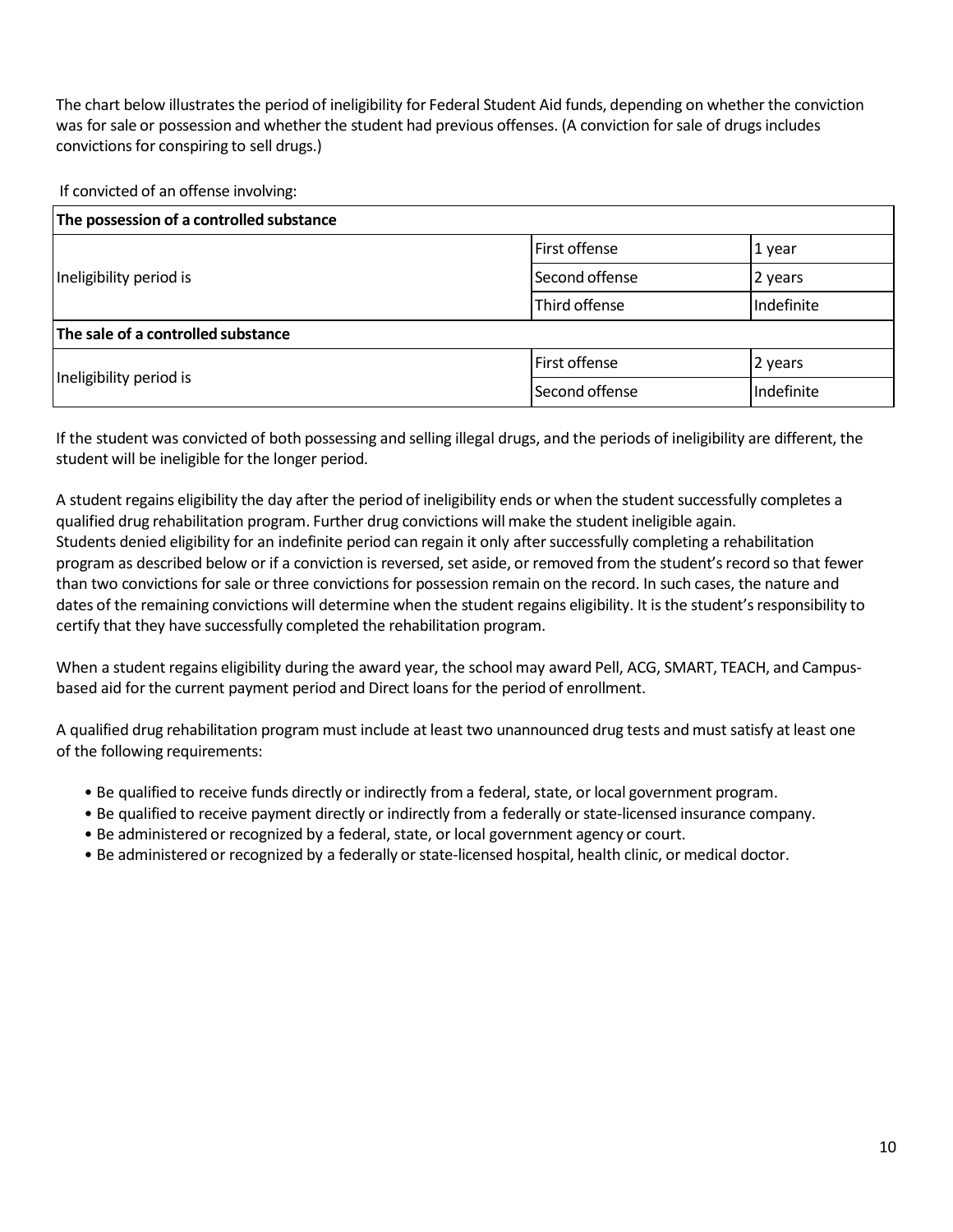The chart below illustrates the period of ineligibility for Federal Student Aid funds, depending on whether the conviction was for sale or possession and whether the student had previous offenses. (A conviction for sale of drugs includes convictions for conspiring to sell drugs.)

If convicted of an offense involving:

| **The possession of a controlled substance** | | |
|---|---|---|
| Ineligibility period is | First offense | 1 year |
| | Second offense | 2 years |
| | Third offense | Indefinite |
| **The sale of a controlled substance** | | |
| Ineligibility period is | First offense | 2 years |
| | Second offense | Indefinite |

If the student was convicted of both possessing and selling illegal drugs, and the periods of ineligibility are different, the student will be ineligible for the longer period.

A student regains eligibility the day after the period of ineligibility ends or when the student successfully completes a qualified drug rehabilitation program. Further drug convictions will make the student ineligible again.
Students denied eligibility for an indefinite period can regain it only after successfully completing a rehabilitation program as described below or if a conviction is reversed, set aside, or removed from the student's record so that fewer than two convictions for sale or three convictions for possession remain on the record. In such cases, the nature and dates of the remaining convictions will determine when the student regains eligibility. It is the student's responsibility to certify that they have successfully completed the rehabilitation program.

When a student regains eligibility during the award year, the school may award Pell, ACG, SMART, TEACH, and Campus-based aid for the current payment period and Direct loans for the period of enrollment.

A qualified drug rehabilitation program must include at least two unannounced drug tests and must satisfy at least one of the following requirements:

- Be qualified to receive funds directly or indirectly from a federal, state, or local government program.
- Be qualified to receive payment directly or indirectly from a federally or state-licensed insurance company.
- Be administered or recognized by a federal, state, or local government agency or court.
- Be administered or recognized by a federally or state-licensed hospital, health clinic, or medical doctor.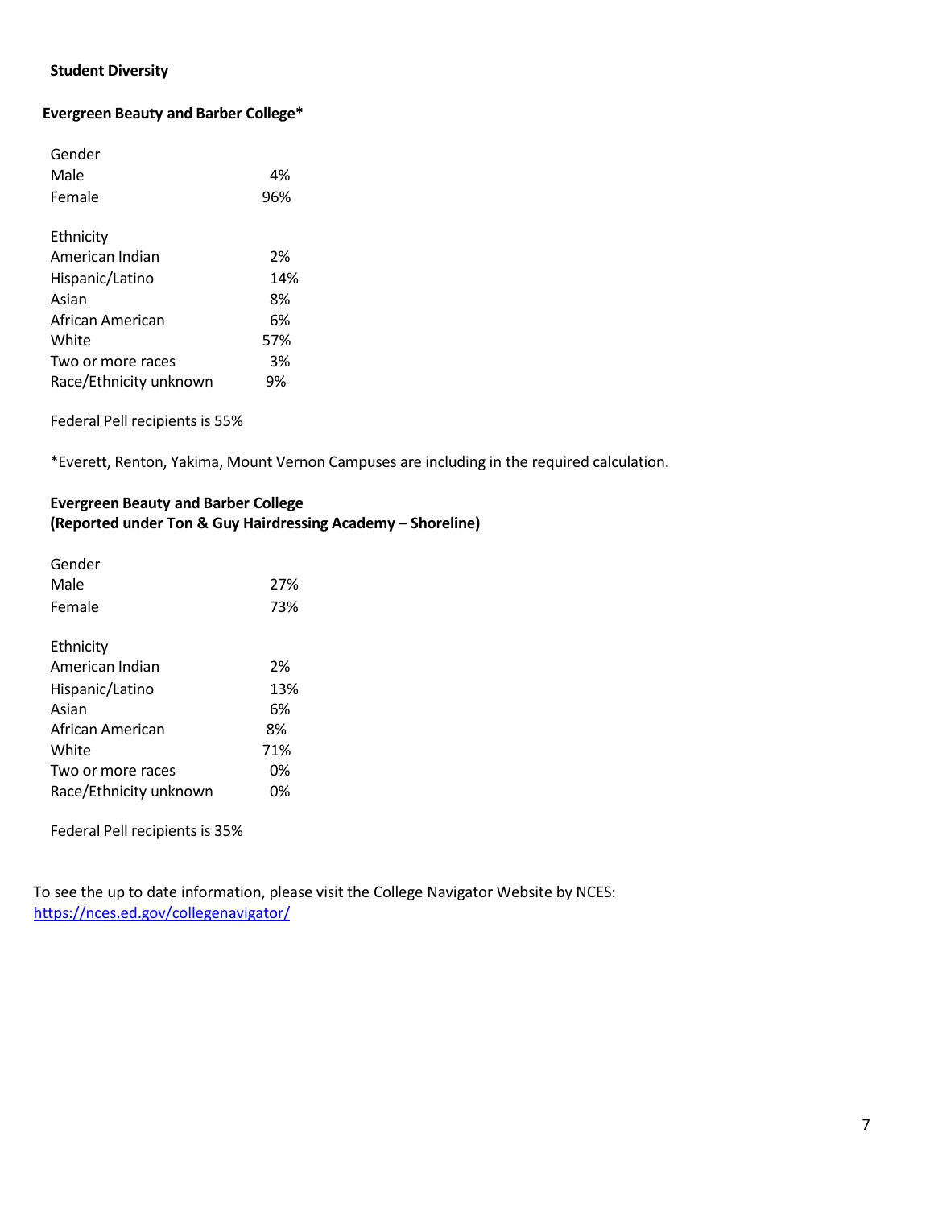**Student Diversity**

**Evergreen Beauty and Barber College***

| Gender | |
|---|---|
| Male | 4% |
| Female | 96% |

| Ethnicity | |
|---|---|
| American Indian | 2% |
| Hispanic/Latino | 14% |
| Asian | 8% |
| African American | 6% |
| White | 57% |
| Two or more races | 3% |
| Race/Ethnicity unknown | 9% |

Federal Pell recipients is 55%

*Everett, Renton, Yakima, Mount Vernon Campuses are including in the required calculation.

**Evergreen Beauty and Barber College**
**(Reported under Ton & Guy Hairdressing Academy – Shoreline)**

| Gender | |
|---|---|
| Male | 27% |
| Female | 73% |

| Ethnicity | |
|---|---|
| American Indian | 2% |
| Hispanic/Latino | 13% |
| Asian | 6% |
| African American | 8% |
| White | 71% |
| Two or more races | 0% |
| Race/Ethnicity unknown | 0% |

Federal Pell recipients is 35%

To see the up to date information, please visit the College Navigator Website by NCES:
https://nces.ed.gov/collegenavigator/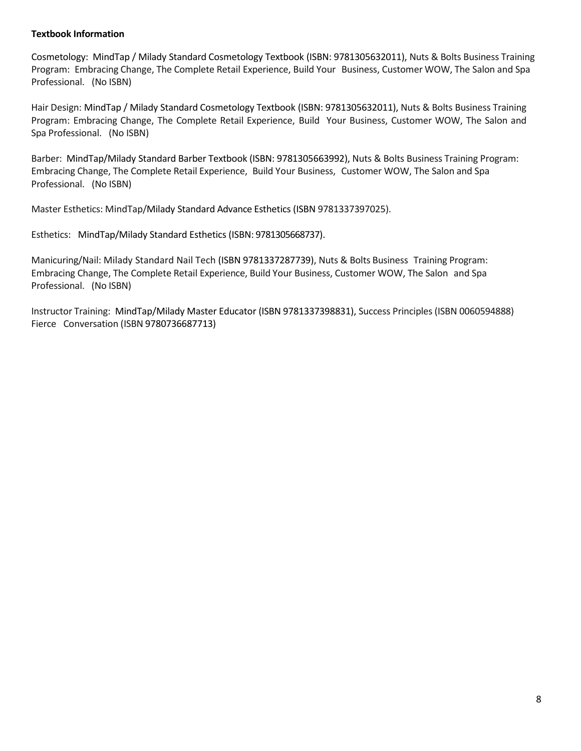**Textbook Information**

Cosmetology: MindTap / Milady Standard Cosmetology Textbook (ISBN: 9781305632011), Nuts & Bolts Business Training Program: Embracing Change, The Complete Retail Experience, Build Your Business, Customer WOW, The Salon and Spa Professional. (No ISBN)

Hair Design: MindTap / Milady Standard Cosmetology Textbook (ISBN: 9781305632011), Nuts & Bolts Business Training Program: Embracing Change, The Complete Retail Experience, Build Your Business, Customer WOW, The Salon and Spa Professional. (No ISBN)

Barber: MindTap/Milady Standard Barber Textbook (ISBN: 9781305663992), Nuts & Bolts Business Training Program: Embracing Change, The Complete Retail Experience, Build Your Business, Customer WOW, The Salon and Spa Professional. (No ISBN)

Master Esthetics: MindTap/Milady Standard Advance Esthetics (ISBN 9781337397025).

Esthetics: MindTap/Milady Standard Esthetics (ISBN: 9781305668737).

Manicuring/Nail: Milady Standard Nail Tech (ISBN 9781337287739), Nuts & Bolts Business Training Program: Embracing Change, The Complete Retail Experience, Build Your Business, Customer WOW, The Salon and Spa Professional. (No ISBN)

Instructor Training: MindTap/Milady Master Educator (ISBN 9781337398831), Success Principles (ISBN 0060594888) Fierce Conversation (ISBN 9780736687713)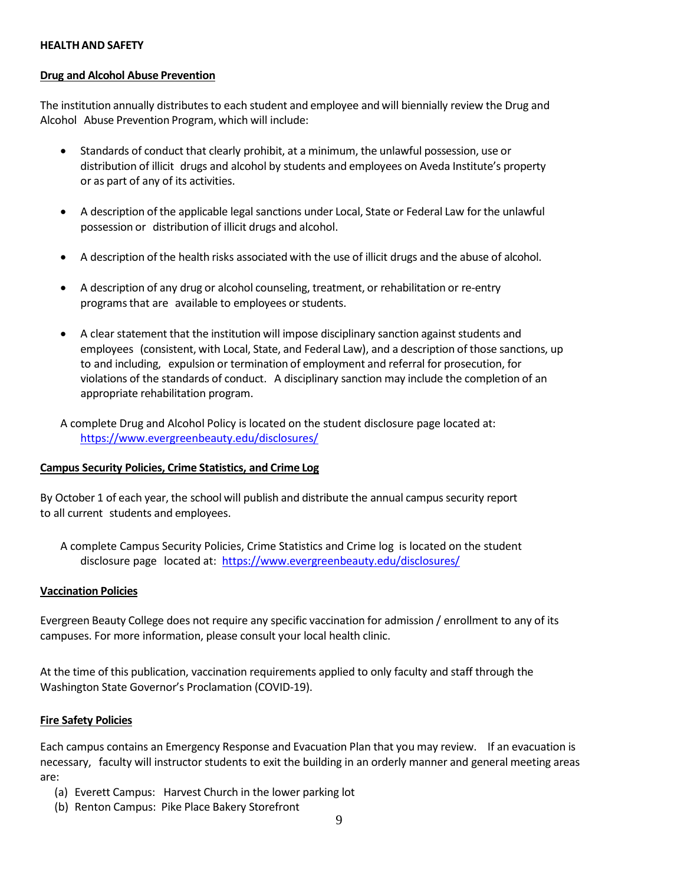**HEALTH AND SAFETY**

**Drug and Alcohol Abuse Prevention**

The institution annually distributes to each student and employee and will biennially review the Drug and Alcohol Abuse Prevention Program, which will include:

- Standards of conduct that clearly prohibit, at a minimum, the unlawful possession, use or distribution of illicit drugs and alcohol by students and employees on Aveda Institute's property or as part of any of its activities.
- A description of the applicable legal sanctions under Local, State or Federal Law for the unlawful possession or distribution of illicit drugs and alcohol.
- A description of the health risks associated with the use of illicit drugs and the abuse of alcohol.
- A description of any drug or alcohol counseling, treatment, or rehabilitation or re-entry programs that are available to employees or students.
- A clear statement that the institution will impose disciplinary sanction against students and employees (consistent, with Local, State, and Federal Law), and a description of those sanctions, up to and including, expulsion or termination of employment and referral for prosecution, for violations of the standards of conduct. A disciplinary sanction may include the completion of an appropriate rehabilitation program.

A complete Drug and Alcohol Policy is located on the student disclosure page located at: https://www.evergreenbeauty.edu/disclosures/

**Campus Security Policies, Crime Statistics, and Crime Log**

By October 1 of each year, the school will publish and distribute the annual campus security report to all current students and employees.

A complete Campus Security Policies, Crime Statistics and Crime log is located on the student disclosure page located at: https://www.evergreenbeauty.edu/disclosures/

**Vaccination Policies**

Evergreen Beauty College does not require any specific vaccination for admission / enrollment to any of its campuses. For more information, please consult your local health clinic.

At the time of this publication, vaccination requirements applied to only faculty and staff through the Washington State Governor's Proclamation (COVID-19).

**Fire Safety Policies**

Each campus contains an Emergency Response and Evacuation Plan that you may review. If an evacuation is necessary, faculty will instructor students to exit the building in an orderly manner and general meeting areas are:

(a) Everett Campus: Harvest Church in the lower parking lot
(b) Renton Campus: Pike Place Bakery Storefront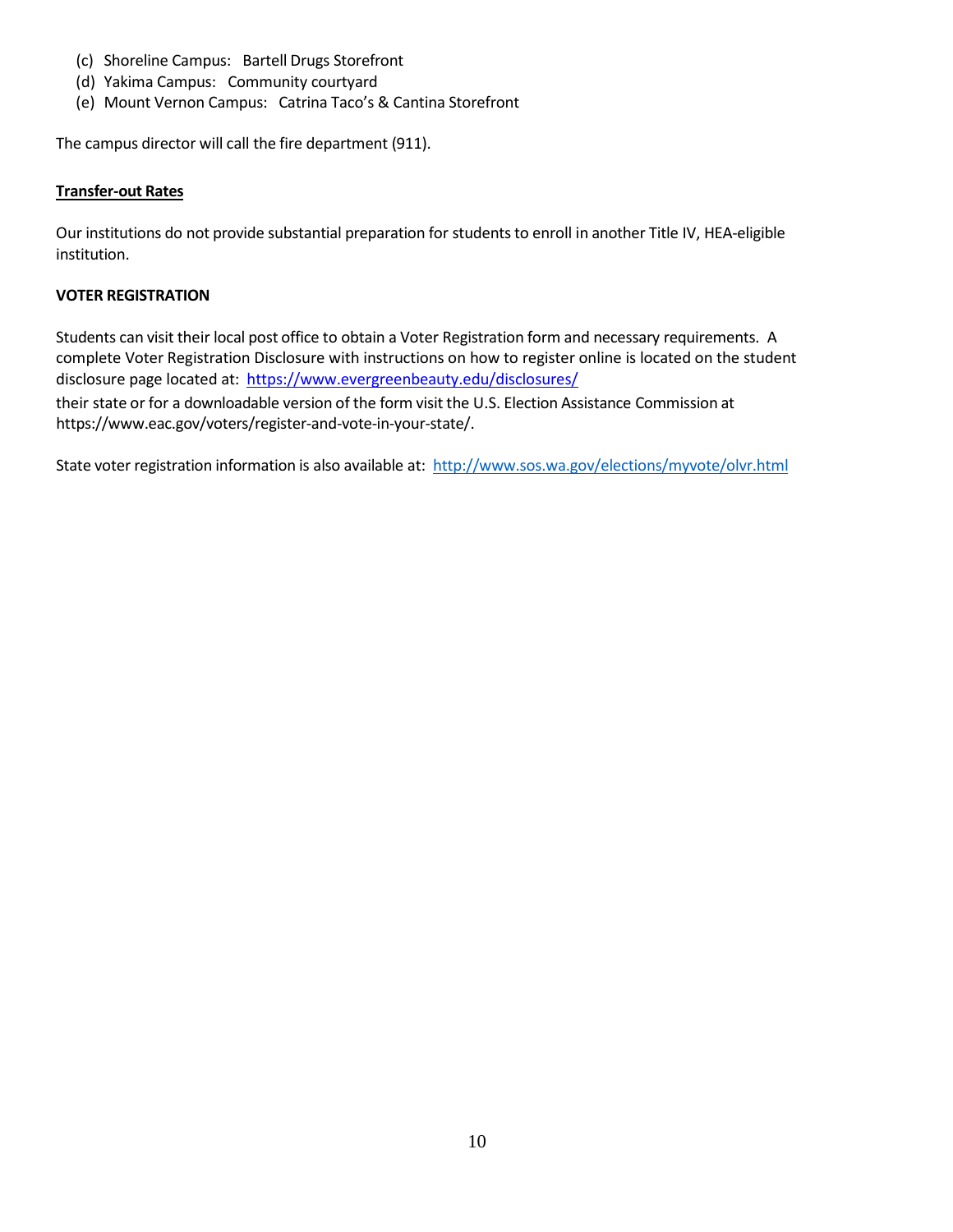(c) Shoreline Campus: Bartell Drugs Storefront
(d) Yakima Campus: Community courtyard
(e) Mount Vernon Campus: Catrina Taco's & Cantina Storefront

The campus director will call the fire department (911).

**Transfer-out Rates**

Our institutions do not provide substantial preparation for students to enroll in another Title IV, HEA-eligible institution.

**VOTER REGISTRATION**

Students can visit their local post office to obtain a Voter Registration form and necessary requirements. A complete Voter Registration Disclosure with instructions on how to register online is located on the student disclosure page located at: https://www.evergreenbeauty.edu/disclosures/
their state or for a downloadable version of the form visit the U.S. Election Assistance Commission at https://www.eac.gov/voters/register-and-vote-in-your-state/.

State voter registration information is also available at: http://www.sos.wa.gov/elections/myvote/olvr.html